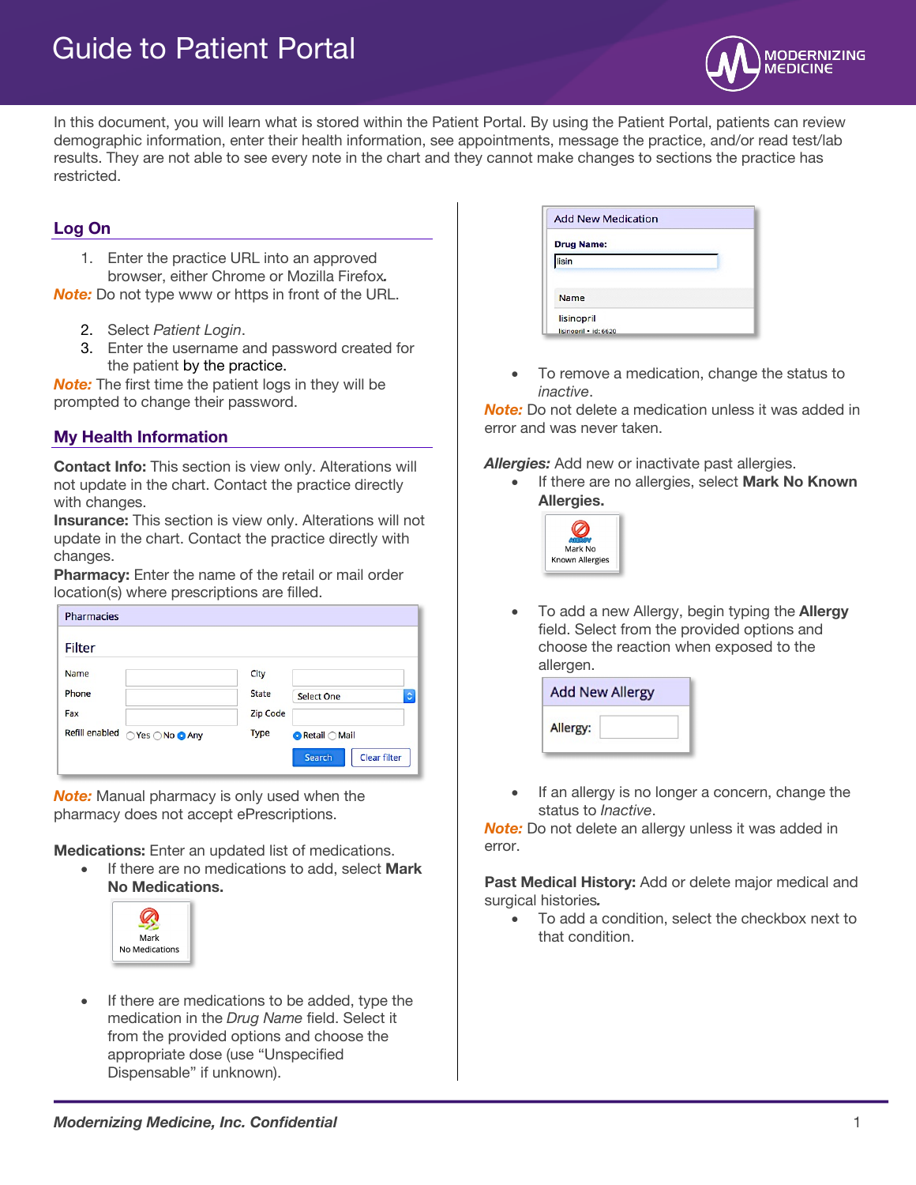# Guide to Patient Portal

In this document, you will learn what is stored within the Patient Portal. By using the Patient Portal, patients can review demographic information, enter their health information, see appointments, message the practice, and/or read test/lab results. They are not able to see every note in the chart and they cannot make changes to sections the practice has restricted.

## Log On

1. Enter the practice URL into an approved browser, either Chrome or Mozilla Firefox.

***Note:*** Do not type www or https in front of the URL.

2. Select *Patient Login*.
3. Enter the username and password created for the patient by the practice.

***Note:*** The first time the patient logs in they will be prompted to change their password.

## My Health Information

**Contact Info:** This section is view only. Alterations will not update in the chart. Contact the practice directly with changes.

**Insurance:** This section is view only. Alterations will not update in the chart. Contact the practice directly with changes.

**Pharmacy:** Enter the name of the retail or mail order location(s) where prescriptions are filled.

***Note:*** Manual pharmacy is only used when the pharmacy does not accept ePrescriptions.

**Medications:** Enter an updated list of medications.

- If there are no medications to add, select **Mark No Medications.**

- If there are medications to be added, type the medication in the *Drug Name* field. Select it from the provided options and choose the appropriate dose (use "Unspecified Dispensable" if unknown).

- To remove a medication, change the status to *inactive*.

***Note:*** Do not delete a medication unless it was added in error and was never taken.

***Allergies:*** Add new or inactivate past allergies.

- If there are no allergies, select **Mark No Known Allergies.**

- To add a new Allergy, begin typing the **Allergy** field. Select from the provided options and choose the reaction when exposed to the allergen.

- If an allergy is no longer a concern, change the status to *Inactive*.

***Note:*** Do not delete an allergy unless it was added in error.

**Past Medical History:** Add or delete major medical and surgical histories.

- To add a condition, select the checkbox next to that condition.

*Modernizing Medicine, Inc. Confidential*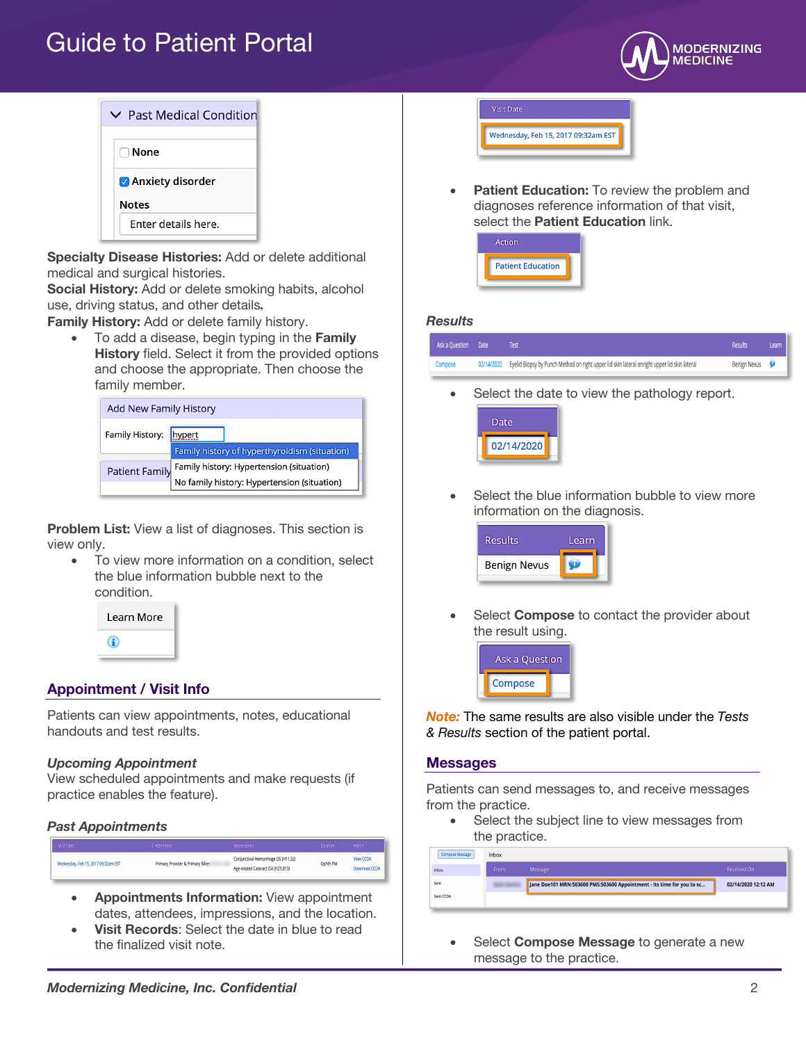**Specialty Disease Histories:** Add or delete additional medical and surgical histories.
**Social History:** Add or delete smoking habits, alcohol use, driving status, and other details.
**Family History:** Add or delete family history.

- To add a disease, begin typing in the **Family History** field. Select it from the provided options and choose the appropriate. Then choose the family member.

**Problem List:** View a list of diagnoses. This section is view only.

- To view more information on a condition, select the blue information bubble next to the condition.

## Appointment / Visit Info

Patients can view appointments, notes, educational handouts and test results.

### *Upcoming Appointment*

View scheduled appointments and make requests (if practice enables the feature).

### *Past Appointments*

- **Appointments Information:** View appointment dates, attendees, impressions, and the location.
- **Visit Records**: Select the date in blue to read the finalized visit note.
- **Patient Education:** To review the problem and diagnoses reference information of that visit, select the **Patient Education** link.

### *Results*

- Select the date to view the pathology report.
- Select the blue information bubble to view more information on the diagnosis.
- Select **Compose** to contact the provider about the result using.

***Note:*** The same results are also visible under the *Tests & Results* section of the patient portal.

## Messages

Patients can send messages to, and receive messages from the practice.

- Select the subject line to view messages from the practice.
- Select **Compose Message** to generate a new message to the practice.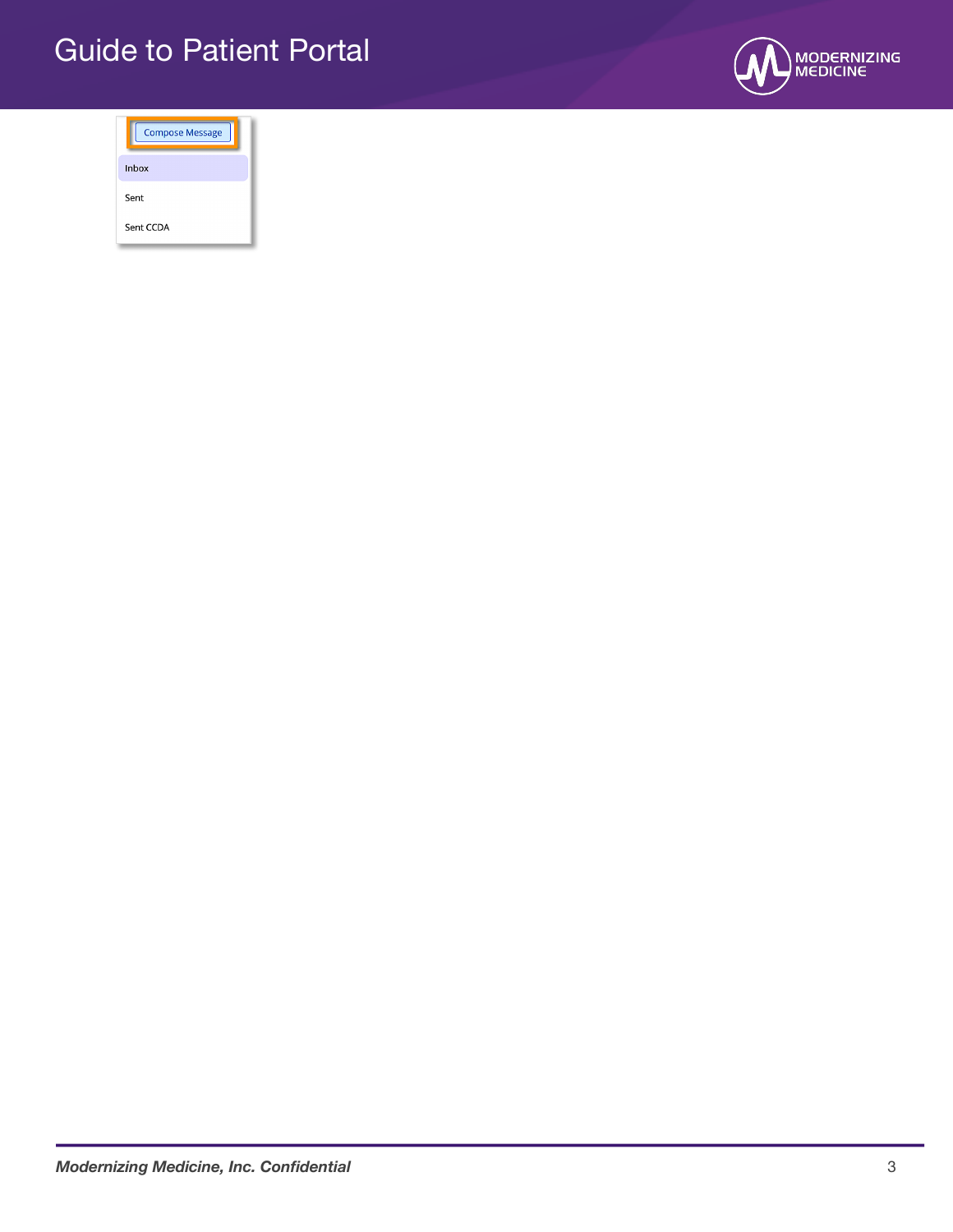Compose Message

Inbox

Sent

Sent CCDA